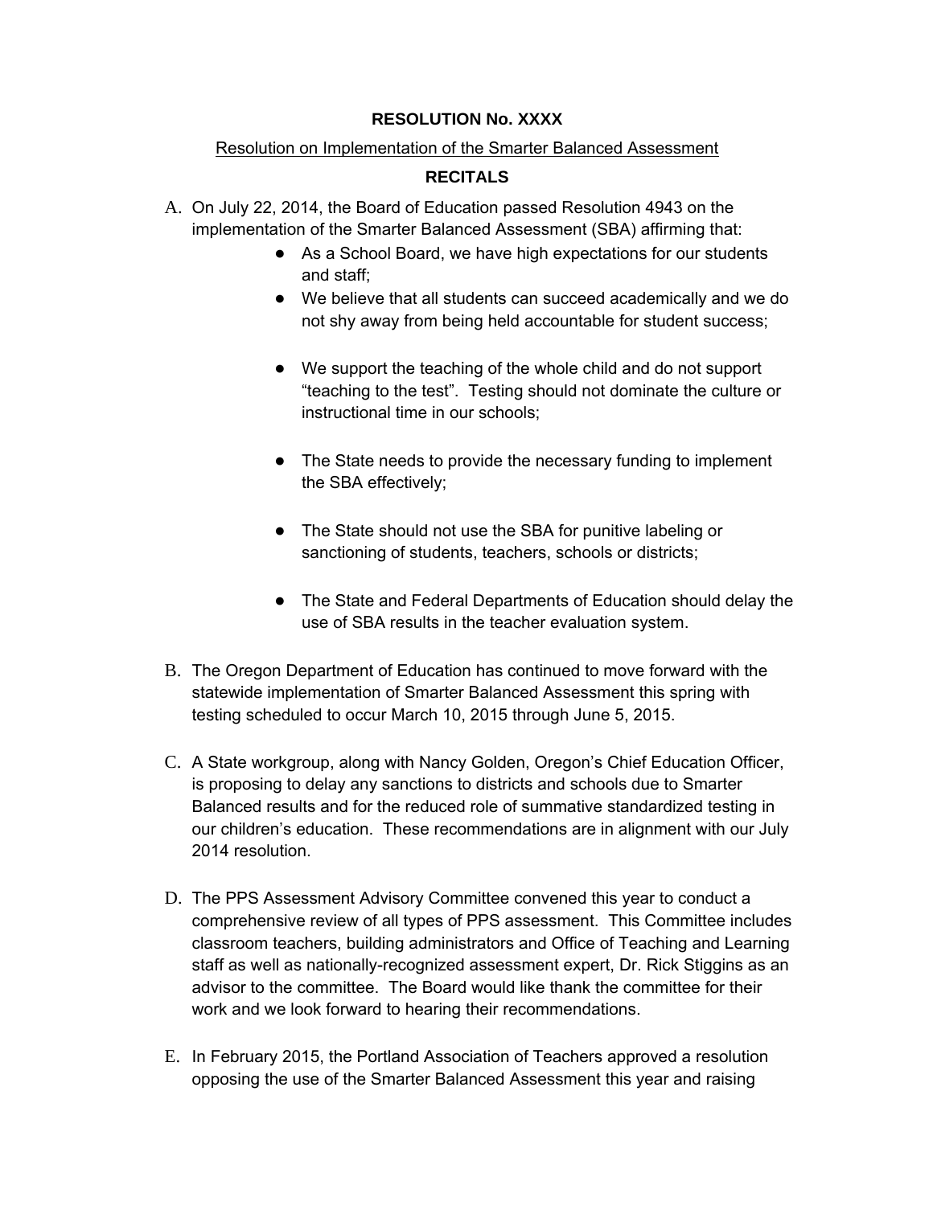**RESOLUTION No. XXXX**

Resolution on Implementation of the Smarter Balanced Assessment

**RECITALS**

A. On July 22, 2014, the Board of Education passed Resolution 4943 on the implementation of the Smarter Balanced Assessment (SBA) affirming that:
   - As a School Board, we have high expectations for our students and staff;
   - We believe that all students can succeed academically and we do not shy away from being held accountable for student success;
   - We support the teaching of the whole child and do not support "teaching to the test". Testing should not dominate the culture or instructional time in our schools;
   - The State needs to provide the necessary funding to implement the SBA effectively;
   - The State should not use the SBA for punitive labeling or sanctioning of students, teachers, schools or districts;
   - The State and Federal Departments of Education should delay the use of SBA results in the teacher evaluation system.

B. The Oregon Department of Education has continued to move forward with the statewide implementation of Smarter Balanced Assessment this spring with testing scheduled to occur March 10, 2015 through June 5, 2015.

C. A State workgroup, along with Nancy Golden, Oregon's Chief Education Officer, is proposing to delay any sanctions to districts and schools due to Smarter Balanced results and for the reduced role of summative standardized testing in our children's education. These recommendations are in alignment with our July 2014 resolution.

D. The PPS Assessment Advisory Committee convened this year to conduct a comprehensive review of all types of PPS assessment. This Committee includes classroom teachers, building administrators and Office of Teaching and Learning staff as well as nationally-recognized assessment expert, Dr. Rick Stiggins as an advisor to the committee. The Board would like thank the committee for their work and we look forward to hearing their recommendations.

E. In February 2015, the Portland Association of Teachers approved a resolution opposing the use of the Smarter Balanced Assessment this year and raising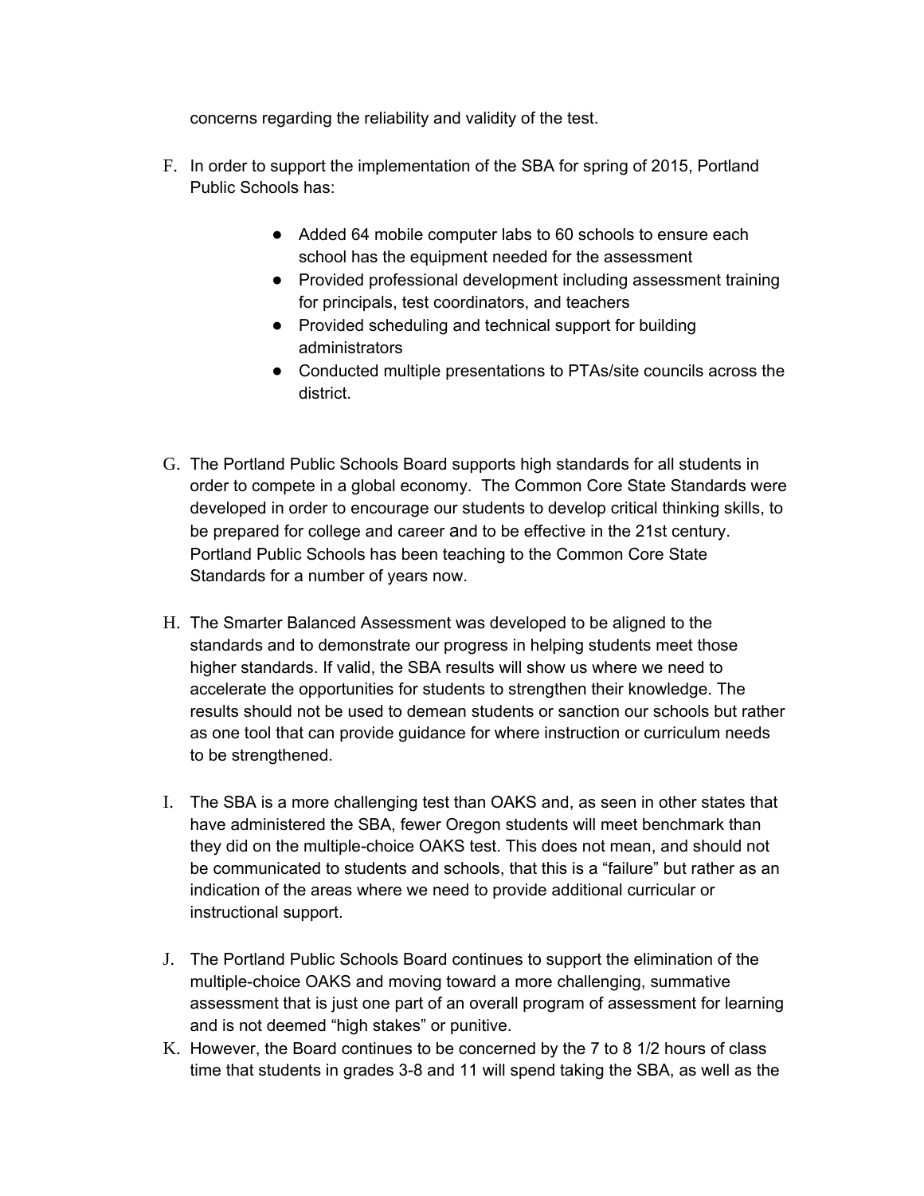concerns regarding the reliability and validity of the test.

F. In order to support the implementation of the SBA for spring of 2015, Portland Public Schools has:

- Added 64 mobile computer labs to 60 schools to ensure each school has the equipment needed for the assessment
- Provided professional development including assessment training for principals, test coordinators, and teachers
- Provided scheduling and technical support for building administrators
- Conducted multiple presentations to PTAs/site councils across the district.

G. The Portland Public Schools Board supports high standards for all students in order to compete in a global economy. The Common Core State Standards were developed in order to encourage our students to develop critical thinking skills, to be prepared for college and career and to be effective in the 21st century. Portland Public Schools has been teaching to the Common Core State Standards for a number of years now.

H. The Smarter Balanced Assessment was developed to be aligned to the standards and to demonstrate our progress in helping students meet those higher standards. If valid, the SBA results will show us where we need to accelerate the opportunities for students to strengthen their knowledge. The results should not be used to demean students or sanction our schools but rather as one tool that can provide guidance for where instruction or curriculum needs to be strengthened.

I. The SBA is a more challenging test than OAKS and, as seen in other states that have administered the SBA, fewer Oregon students will meet benchmark than they did on the multiple-choice OAKS test. This does not mean, and should not be communicated to students and schools, that this is a "failure" but rather as an indication of the areas where we need to provide additional curricular or instructional support.

J. The Portland Public Schools Board continues to support the elimination of the multiple-choice OAKS and moving toward a more challenging, summative assessment that is just one part of an overall program of assessment for learning and is not deemed "high stakes" or punitive.

K. However, the Board continues to be concerned by the 7 to 8 1/2 hours of class time that students in grades 3-8 and 11 will spend taking the SBA, as well as the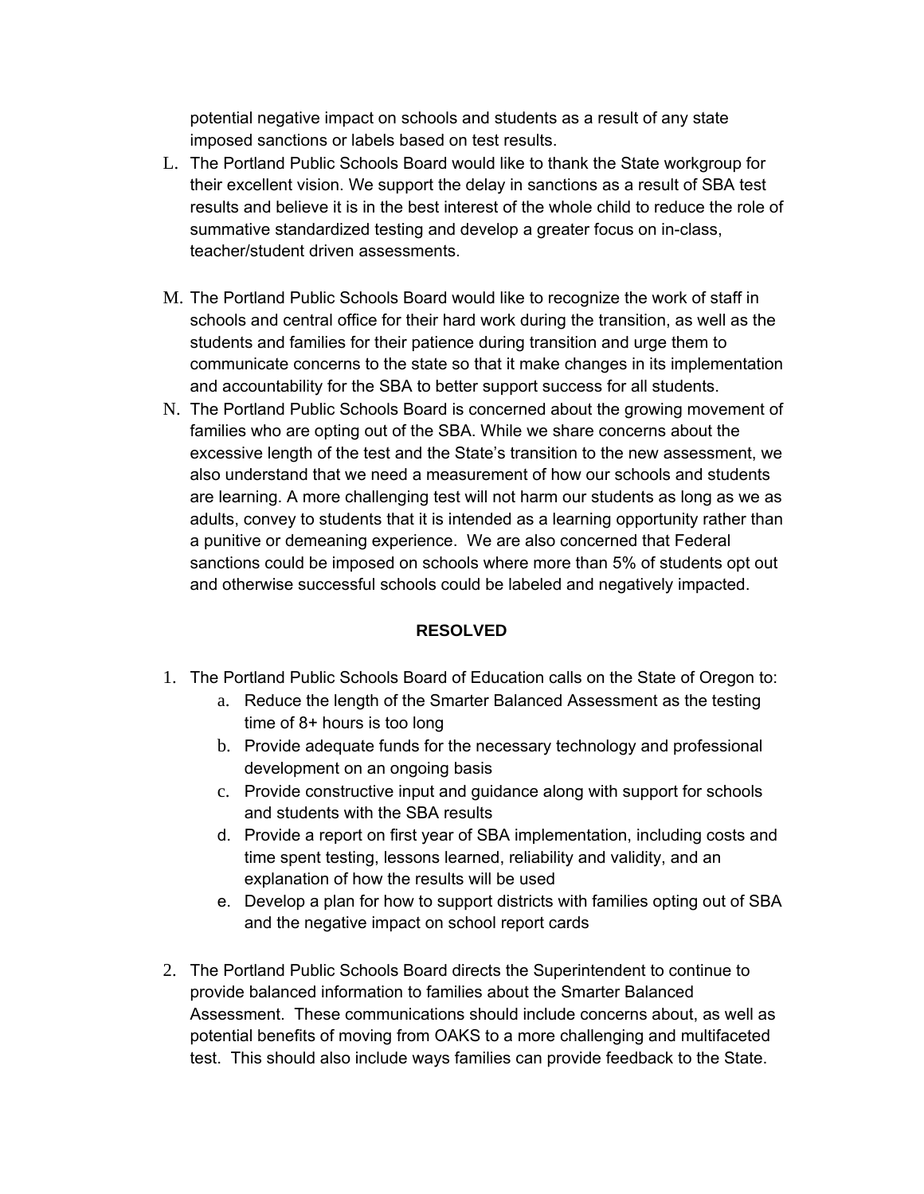potential negative impact on schools and students as a result of any state imposed sanctions or labels based on test results.

L. The Portland Public Schools Board would like to thank the State workgroup for their excellent vision. We support the delay in sanctions as a result of SBA test results and believe it is in the best interest of the whole child to reduce the role of summative standardized testing and develop a greater focus on in-class, teacher/student driven assessments.

M. The Portland Public Schools Board would like to recognize the work of staff in schools and central office for their hard work during the transition, as well as the students and families for their patience during transition and urge them to communicate concerns to the state so that it make changes in its implementation and accountability for the SBA to better support success for all students.

N. The Portland Public Schools Board is concerned about the growing movement of families who are opting out of the SBA. While we share concerns about the excessive length of the test and the State's transition to the new assessment, we also understand that we need a measurement of how our schools and students are learning. A more challenging test will not harm our students as long as we as adults, convey to students that it is intended as a learning opportunity rather than a punitive or demeaning experience. We are also concerned that Federal sanctions could be imposed on schools where more than 5% of students opt out and otherwise successful schools could be labeled and negatively impacted.

**RESOLVED**

1. The Portland Public Schools Board of Education calls on the State of Oregon to:
   a. Reduce the length of the Smarter Balanced Assessment as the testing time of 8+ hours is too long
   b. Provide adequate funds for the necessary technology and professional development on an ongoing basis
   c. Provide constructive input and guidance along with support for schools and students with the SBA results
   d. Provide a report on first year of SBA implementation, including costs and time spent testing, lessons learned, reliability and validity, and an explanation of how the results will be used
   e. Develop a plan for how to support districts with families opting out of SBA and the negative impact on school report cards

2. The Portland Public Schools Board directs the Superintendent to continue to provide balanced information to families about the Smarter Balanced Assessment. These communications should include concerns about, as well as potential benefits of moving from OAKS to a more challenging and multifaceted test. This should also include ways families can provide feedback to the State.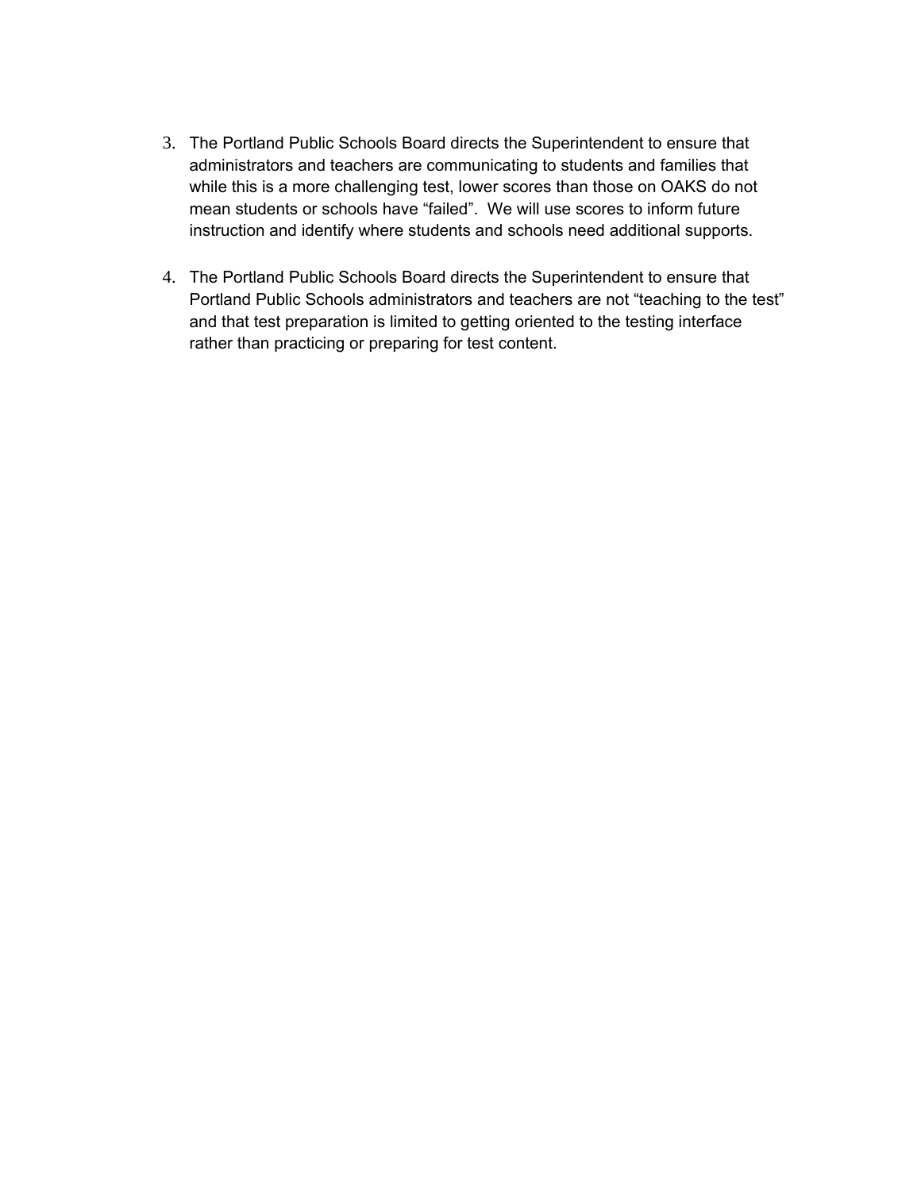3. The Portland Public Schools Board directs the Superintendent to ensure that administrators and teachers are communicating to students and families that while this is a more challenging test, lower scores than those on OAKS do not mean students or schools have “failed”.  We will use scores to inform future instruction and identify where students and schools need additional supports.

4. The Portland Public Schools Board directs the Superintendent to ensure that Portland Public Schools administrators and teachers are not “teaching to the test” and that test preparation is limited to getting oriented to the testing interface rather than practicing or preparing for test content.